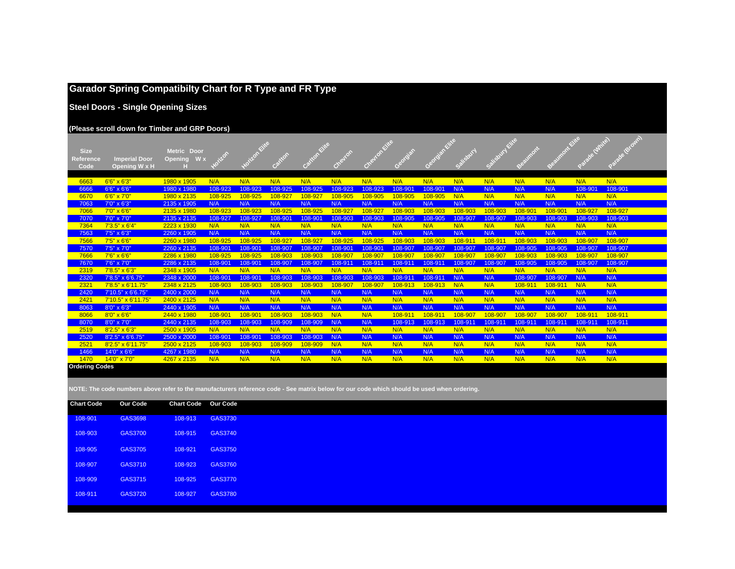# Garador Spring Compatibilty Chart for R Type and FR Type

## Steel Doors - Single Opening Sizes

**(Please scroll down for Timber and GRP Doors)**

| Size Reference Code | Imperial Door Opening W x H | Metric Door Opening W x H | Horizon | Horizon Elite | Carlton | Carlton Elite | Chevron | Chevron Elite | Georgian | Georgian Elite | Salisbury | Salisbury Elite | Beaumont | Beaumont Elite | Parade (White) | Parade (Brown) |
|---|---|---|---|---|---|---|---|---|---|---|---|---|---|---|---|---|
| 6663 | 6'6" x 6'3" | 1980 x 1905 | N/A | N/A | N/A | N/A | N/A | N/A | N/A | N/A | N/A | N/A | N/A | N/A | N/A | N/A |
| 6666 | 6'6" x 6'6" | 1980 x 1980 | 108-923 | 108-923 | 108-925 | 108-925 | 108-923 | 108-923 | 108-901 | 108-901 | N/A | N/A | N/A | N/A | 108-901 | 108-901 |
| 6670 | 6'6" x 7'0" | 1980 x 2135 | 108-925 | 108-925 | 108-927 | 108-927 | 108-905 | 108-905 | 108-905 | 108-905 | N/A | N/A | N/A | N/A | N/A | N/A |
| 7063 | 7'0" x 6'3" | 2135 x 1905 | N/A | N/A | N/A | N/A | N/A | N/A | N/A | N/A | N/A | N/A | N/A | N/A | N/A | N/A |
| 7066 | 7'0" x 6'6" | 2135 x 1980 | 108-923 | 108-923 | 108-925 | 108-925 | 108-927 | 108-927 | 108-903 | 108-903 | 108-903 | 108-903 | 108-901 | 108-901 | 108-927 | 108-927 |
| 7070 | 7'0" x 7'0" | 2135 x 2135 | 108-927 | 108-927 | 108-901 | 108-901 | 108-903 | 108-903 | 108-905 | 108-905 | 108-907 | 108-907 | 108-903 | 108-903 | 108-903 | 108-903 |
| 7364 | 7'3.5" x 6'4" | 2223 x 1930 | N/A | N/A | N/A | N/A | N/A | N/A | N/A | N/A | N/A | N/A | N/A | N/A | N/A | N/A |
| 7563 | 7'5" x 6'3" | 2260 x 1905 | N/A | N/A | N/A | N/A | N/A | N/A | N/A | N/A | N/A | N/A | N/A | N/A | N/A | N/A |
| 7566 | 7'5" x 6'6" | 2260 x 1980 | 108-925 | 108-925 | 108-927 | 108-927 | 108-925 | 108-925 | 108-903 | 108-903 | 108-911 | 108-911 | 108-903 | 108-903 | 108-907 | 108-907 |
| 7570 | 7'5" x 7'0" | 2260 x 2135 | 108-901 | 108-901 | 108-907 | 108-907 | 108-901 | 108-901 | 108-907 | 108-907 | 108-907 | 108-907 | 108-905 | 108-905 | 108-907 | 108-907 |
| 7666 | 7'6" x 6'6" | 2286 x 1980 | 108-925 | 108-925 | 108-903 | 108-903 | 108-907 | 108-907 | 108-907 | 108-907 | 108-907 | 108-907 | 108-903 | 108-903 | 108-907 | 108-907 |
| 7670 | 7'6" x 7'0" | 2286 x 2135 | 108-901 | 108-901 | 108-907 | 108-907 | 108-911 | 108-911 | 108-911 | 108-911 | 108-907 | 108-907 | 108-905 | 108-905 | 108-907 | 108-907 |
| 2319 | 7'8.5" x 6'3" | 2348 x 1905 | N/A | N/A | N/A | N/A | N/A | N/A | N/A | N/A | N/A | N/A | N/A | N/A | N/A | N/A |
| 2320 | 7'8.5" x 6'6.75" | 2348 x 2000 | 108-901 | 108-901 | 108-903 | 108-903 | 108-903 | 108-903 | 108-911 | 108-911 | N/A | N/A | 108-907 | 108-907 | N/A | N/A |
| 2321 | 7'8.5" x 6'11.75" | 2348 x 2125 | 108-903 | 108-903 | 108-903 | 108-903 | 108-907 | 108-907 | 108-913 | 108-913 | N/A | N/A | 108-911 | 108-911 | N/A | N/A |
| 2420 | 7'10.5" x 6'6.75" | 2400 x 2000 | N/A | N/A | N/A | N/A | N/A | N/A | N/A | N/A | N/A | N/A | N/A | N/A | N/A | N/A |
| 2421 | 7'10.5" x 6'11.75" | 2400 x 2125 | N/A | N/A | N/A | N/A | N/A | N/A | N/A | N/A | N/A | N/A | N/A | N/A | N/A | N/A |
| 8063 | 8'0" x 6'3" | 2440 x 1905 | N/A | N/A | N/A | N/A | N/A | N/A | N/A | N/A | N/A | N/A | N/A | N/A | N/A | N/A |
| 8066 | 8'0" x 6'6" | 2440 x 1980 | 108-901 | 108-901 | 108-903 | 108-903 | N/A | N/A | 108-911 | 108-911 | 108-907 | 108-907 | 108-907 | 108-907 | 108-911 | 108-911 |
| 8070 | 8'0" x 7'0" | 2440 x 2135 | 108-903 | 108-903 | 108-909 | 108-909 | N/A | N/A | 108-913 | 108-913 | 108-911 | 108-911 | 108-911 | 108-911 | 108-911 | 108-911 |
| 2519 | 8'2.5" x 6'3" | 2500 x 1905 | N/A | N/A | N/A | N/A | N/A | N/A | N/A | N/A | N/A | N/A | N/A | N/A | N/A | N/A |
| 2520 | 8'2.5" x 6'6.75" | 2500 x 2000 | 108-901 | 108-901 | 108-903 | 108-903 | N/A | N/A | N/A | N/A | N/A | N/A | N/A | N/A | N/A | N/A |
| 2521 | 8'2.5" x 6'11.75" | 2500 x 2125 | 108-903 | 108-903 | 108-909 | 108-909 | N/A | N/A | N/A | N/A | N/A | N/A | N/A | N/A | N/A | N/A |
| 1466 | 14'0" x 6'6" | 4267 x 1980 | N/A | N/A | N/A | N/A | N/A | N/A | N/A | N/A | N/A | N/A | N/A | N/A | N/A | N/A |
| 1470 | 14'0" x 7'0" | 4267 x 2135 | N/A | N/A | N/A | N/A | N/A | N/A | N/A | N/A | N/A | N/A | N/A | N/A | N/A | N/A |

**Ordering Codes**

**NOTE: The code numbers above refer to the manufacturers reference code - See matrix below for our code which should be used when ordering.**

| Chart Code | Our Code | Chart Code | Our Code |
|---|---|---|---|
| 108-901 | GAS3698 | 108-913 | GAS3730 |
| 108-903 | GAS3700 | 108-915 | GAS3740 |
| 108-905 | GAS3705 | 108-921 | GAS3750 |
| 108-907 | GAS3710 | 108-923 | GAS3760 |
| 108-909 | GAS3715 | 108-925 | GAS3770 |
| 108-911 | GAS3720 | 108-927 | GAS3780 |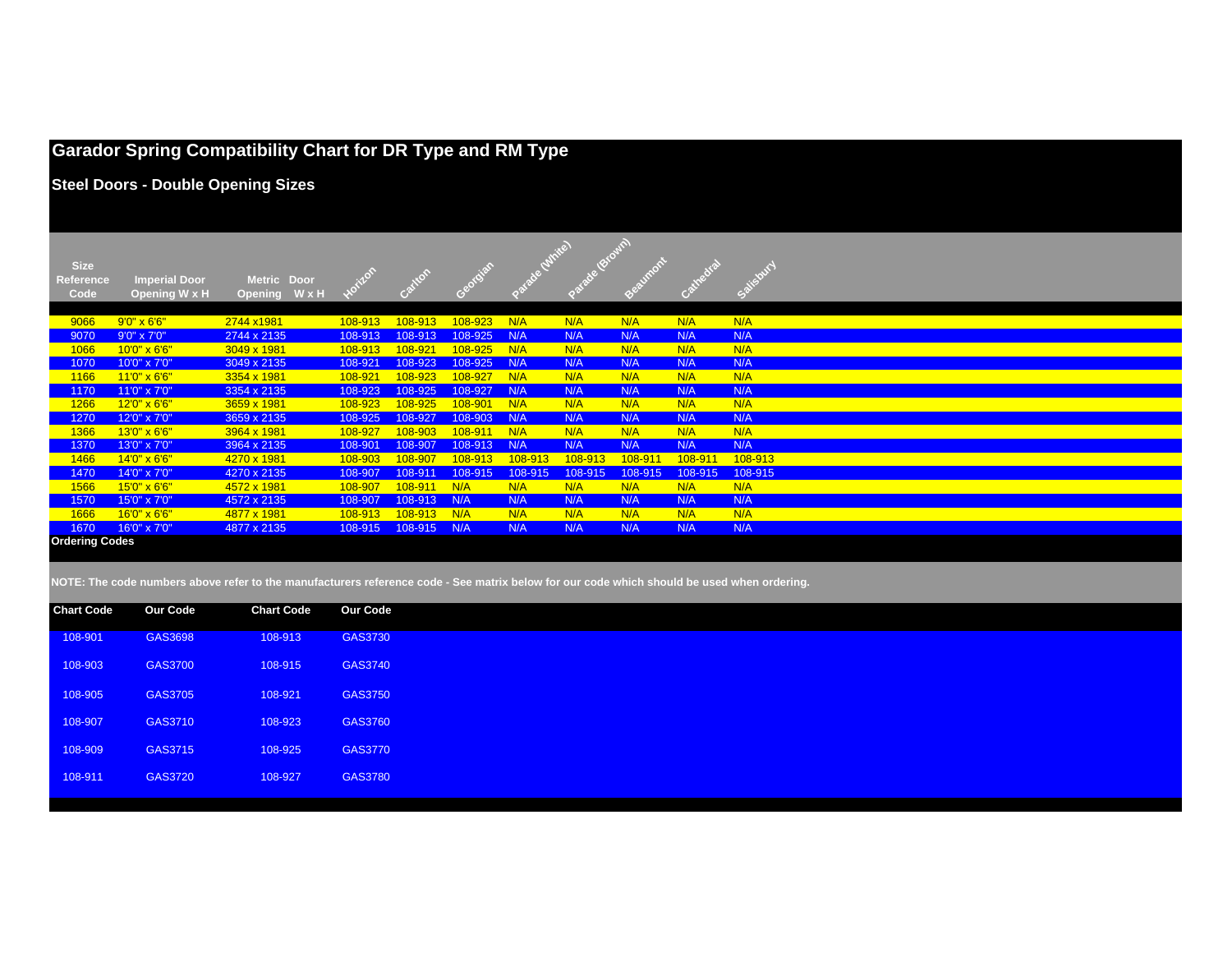# Garador Spring Compatibility Chart for DR Type and RM Type

## Steel Doors - Double Opening Sizes

| Size Reference Code | Imperial Door Opening W x H | Metric Door Opening W x H | Horizon | Carlton | Georgian | Parade (White) | Parade (Brown) | Beaumont | Cathedral | Salisbury |
|---|---|---|---|---|---|---|---|---|---|---|
| 9066 | 9'0" x 6'6" | 2744 x1981 | 108-913 | 108-913 | 108-923 | N/A | N/A | N/A | N/A | N/A |
| 9070 | 9'0" x 7'0" | 2744 x 2135 | 108-913 | 108-913 | 108-925 | N/A | N/A | N/A | N/A | N/A |
| 1066 | 10'0" x 6'6" | 3049 x 1981 | 108-913 | 108-921 | 108-925 | N/A | N/A | N/A | N/A | N/A |
| 1070 | 10'0" x 7'0" | 3049 x 2135 | 108-921 | 108-923 | 108-925 | N/A | N/A | N/A | N/A | N/A |
| 1166 | 11'0" x 6'6" | 3354 x 1981 | 108-921 | 108-923 | 108-927 | N/A | N/A | N/A | N/A | N/A |
| 1170 | 11'0" x 7'0" | 3354 x 2135 | 108-923 | 108-925 | 108-927 | N/A | N/A | N/A | N/A | N/A |
| 1266 | 12'0" x 6'6" | 3659 x 1981 | 108-923 | 108-925 | 108-901 | N/A | N/A | N/A | N/A | N/A |
| 1270 | 12'0" x 7'0" | 3659 x 2135 | 108-925 | 108-927 | 108-903 | N/A | N/A | N/A | N/A | N/A |
| 1366 | 13'0" x 6'6" | 3964 x 1981 | 108-927 | 108-903 | 108-911 | N/A | N/A | N/A | N/A | N/A |
| 1370 | 13'0" x 7'0" | 3964 x 2135 | 108-901 | 108-907 | 108-913 | N/A | N/A | N/A | N/A | N/A |
| 1466 | 14'0" x 6'6" | 4270 x 1981 | 108-903 | 108-907 | 108-913 | 108-913 | 108-913 | 108-911 | 108-911 | 108-913 |
| 1470 | 14'0" x 7'0" | 4270 x 2135 | 108-907 | 108-911 | 108-915 | 108-915 | 108-915 | 108-915 | 108-915 | 108-915 |
| 1566 | 15'0" x 6'6" | 4572 x 1981 | 108-907 | 108-911 | N/A | N/A | N/A | N/A | N/A | N/A |
| 1570 | 15'0" x 7'0" | 4572 x 2135 | 108-907 | 108-913 | N/A | N/A | N/A | N/A | N/A | N/A |
| 1666 | 16'0" x 6'6" | 4877 x 1981 | 108-913 | 108-913 | N/A | N/A | N/A | N/A | N/A | N/A |
| 1670 | 16'0" x 7'0" | 4877 x 2135 | 108-915 | 108-915 | N/A | N/A | N/A | N/A | N/A | N/A |

**Ordering Codes**

**NOTE: The code numbers above refer to the manufacturers reference code - See matrix below for our code which should be used when ordering.**

| Chart Code | Our Code | Chart Code | Our Code |
|---|---|---|---|
| 108-901 | GAS3698 | 108-913 | GAS3730 |
| 108-903 | GAS3700 | 108-915 | GAS3740 |
| 108-905 | GAS3705 | 108-921 | GAS3750 |
| 108-907 | GAS3710 | 108-923 | GAS3760 |
| 108-909 | GAS3715 | 108-925 | GAS3770 |
| 108-911 | GAS3720 | 108-927 | GAS3780 |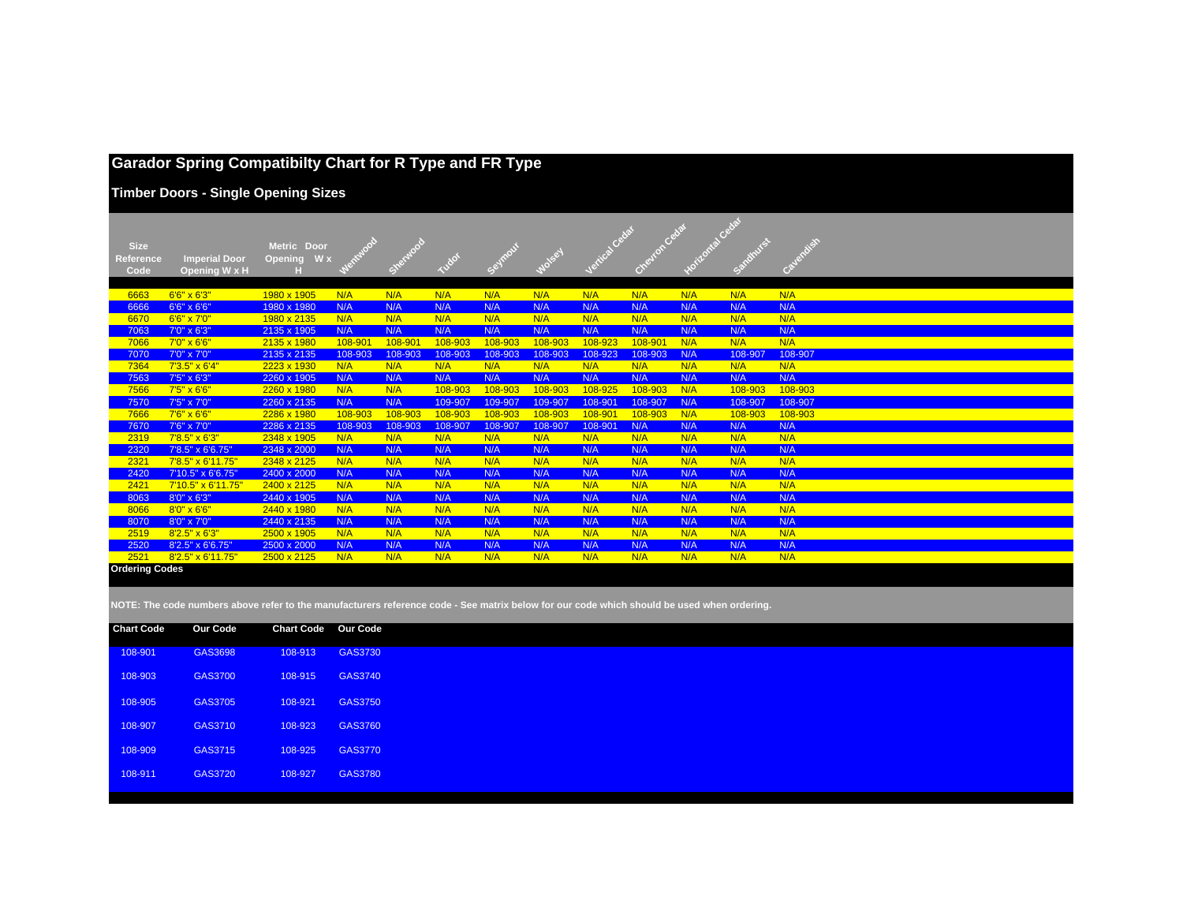# Garador Spring Compatibilty Chart for R Type and FR Type

## Timber Doors - Single Opening Sizes

| Size Reference Code | Imperial Door Opening W x H | Metric Door Opening W x H | Wentwood | Sherwood | Tudor | Seymour | Wolsey | Vertical Cedar | Chevron Cedar | Horizontal Cedar | Sandhurst | Cavendish |
|---|---|---|---|---|---|---|---|---|---|---|---|---|
| 6663 | 6'6" x 6'3" | 1980 x 1905 | N/A | N/A | N/A | N/A | N/A | N/A | N/A | N/A | N/A | N/A |
| 6666 | 6'6" x 6'6" | 1980 x 1980 | N/A | N/A | N/A | N/A | N/A | N/A | N/A | N/A | N/A | N/A |
| 6670 | 6'6" x 7'0" | 1980 x 2135 | N/A | N/A | N/A | N/A | N/A | N/A | N/A | N/A | N/A | N/A |
| 7063 | 7'0" x 6'3" | 2135 x 1905 | N/A | N/A | N/A | N/A | N/A | N/A | N/A | N/A | N/A | N/A |
| 7066 | 7'0" x 6'6" | 2135 x 1980 | 108-901 | 108-901 | 108-903 | 108-903 | 108-903 | 108-923 | 108-901 | N/A | N/A | N/A |
| 7070 | 7'0" x 7'0" | 2135 x 2135 | 108-903 | 108-903 | 108-903 | 108-903 | 108-903 | 108-923 | 108-903 | N/A | 108-907 | 108-907 |
| 7364 | 7'3.5" x 6'4" | 2223 x 1930 | N/A | N/A | N/A | N/A | N/A | N/A | N/A | N/A | N/A | N/A |
| 7563 | 7'5" x 6'3" | 2260 x 1905 | N/A | N/A | N/A | N/A | N/A | N/A | N/A | N/A | N/A | N/A |
| 7566 | 7'5" x 6'6" | 2260 x 1980 | N/A | N/A | 108-903 | 108-903 | 108-903 | 108-925 | 108-903 | N/A | 108-903 | 108-903 |
| 7570 | 7'5" x 7'0" | 2260 x 2135 | N/A | N/A | 109-907 | 109-907 | 109-907 | 108-901 | 108-907 | N/A | 108-907 | 108-907 |
| 7666 | 7'6" x 6'6" | 2286 x 1980 | 108-903 | 108-903 | 108-903 | 108-903 | 108-903 | 108-901 | 108-903 | N/A | 108-903 | 108-903 |
| 7670 | 7'6" x 7'0" | 2286 x 2135 | 108-903 | 108-903 | 108-907 | 108-907 | 108-907 | 108-901 | N/A | N/A | N/A | N/A |
| 2319 | 7'8.5" x 6'3" | 2348 x 1905 | N/A | N/A | N/A | N/A | N/A | N/A | N/A | N/A | N/A | N/A |
| 2320 | 7'8.5" x 6'6.75" | 2348 x 2000 | N/A | N/A | N/A | N/A | N/A | N/A | N/A | N/A | N/A | N/A |
| 2321 | 7'8.5" x 6'11.75" | 2348 x 2125 | N/A | N/A | N/A | N/A | N/A | N/A | N/A | N/A | N/A | N/A |
| 2420 | 7'10.5" x 6'6.75" | 2400 x 2000 | N/A | N/A | N/A | N/A | N/A | N/A | N/A | N/A | N/A | N/A |
| 2421 | 7'10.5" x 6'11.75" | 2400 x 2125 | N/A | N/A | N/A | N/A | N/A | N/A | N/A | N/A | N/A | N/A |
| 8063 | 8'0" x 6'3" | 2440 x 1905 | N/A | N/A | N/A | N/A | N/A | N/A | N/A | N/A | N/A | N/A |
| 8066 | 8'0" x 6'6" | 2440 x 1980 | N/A | N/A | N/A | N/A | N/A | N/A | N/A | N/A | N/A | N/A |
| 8070 | 8'0" x 7'0" | 2440 x 2135 | N/A | N/A | N/A | N/A | N/A | N/A | N/A | N/A | N/A | N/A |
| 2519 | 8'2.5" x 6'3" | 2500 x 1905 | N/A | N/A | N/A | N/A | N/A | N/A | N/A | N/A | N/A | N/A |
| 2520 | 8'2.5" x 6'6.75" | 2500 x 2000 | N/A | N/A | N/A | N/A | N/A | N/A | N/A | N/A | N/A | N/A |
| 2521 | 8'2.5" x 6'11.75" | 2500 x 2125 | N/A | N/A | N/A | N/A | N/A | N/A | N/A | N/A | N/A | N/A |

**Ordering Codes**

**NOTE: The code numbers above refer to the manufacturers reference code - See matrix below for our code which should be used when ordering.**

| Chart Code | Our Code | Chart Code | Our Code |
|---|---|---|---|
| 108-901 | GAS3698 | 108-913 | GAS3730 |
| 108-903 | GAS3700 | 108-915 | GAS3740 |
| 108-905 | GAS3705 | 108-921 | GAS3750 |
| 108-907 | GAS3710 | 108-923 | GAS3760 |
| 108-909 | GAS3715 | 108-925 | GAS3770 |
| 108-911 | GAS3720 | 108-927 | GAS3780 |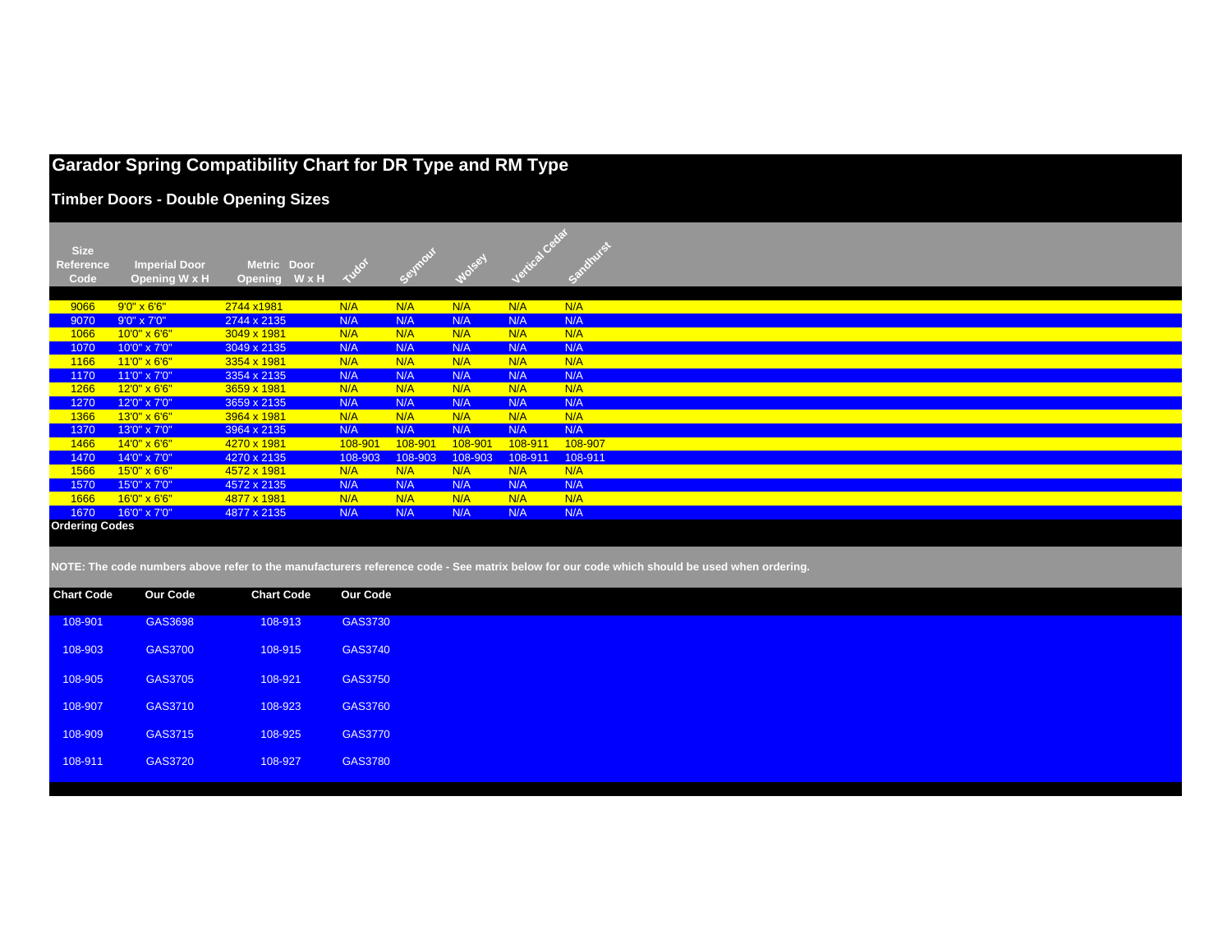# Garador Spring Compatibility Chart for DR Type and RM Type

## Timber Doors - Double Opening Sizes

| Size Reference Code | Imperial Door Opening W x H | Metric Door Opening W x H | Tudor | Seymour | Wolsey | Vertical Cedar | Sandhurst |
|---|---|---|---|---|---|---|---|
| 9066 | 9'0" x 6'6" | 2744 x1981 | N/A | N/A | N/A | N/A | N/A |
| 9070 | 9'0" x 7'0" | 2744 x 2135 | N/A | N/A | N/A | N/A | N/A |
| 1066 | 10'0" x 6'6" | 3049 x 1981 | N/A | N/A | N/A | N/A | N/A |
| 1070 | 10'0" x 7'0" | 3049 x 2135 | N/A | N/A | N/A | N/A | N/A |
| 1166 | 11'0" x 6'6" | 3354 x 1981 | N/A | N/A | N/A | N/A | N/A |
| 1170 | 11'0" x 7'0" | 3354 x 2135 | N/A | N/A | N/A | N/A | N/A |
| 1266 | 12'0" x 6'6" | 3659 x 1981 | N/A | N/A | N/A | N/A | N/A |
| 1270 | 12'0" x 7'0" | 3659 x 2135 | N/A | N/A | N/A | N/A | N/A |
| 1366 | 13'0" x 6'6" | 3964 x 1981 | N/A | N/A | N/A | N/A | N/A |
| 1370 | 13'0" x 7'0" | 3964 x 2135 | N/A | N/A | N/A | N/A | N/A |
| 1466 | 14'0" x 6'6" | 4270 x 1981 | 108-901 | 108-901 | 108-901 | 108-911 | 108-907 |
| 1470 | 14'0" x 7'0" | 4270 x 2135 | 108-903 | 108-903 | 108-903 | 108-911 | 108-911 |
| 1566 | 15'0" x 6'6" | 4572 x 1981 | N/A | N/A | N/A | N/A | N/A |
| 1570 | 15'0" x 7'0" | 4572 x 2135 | N/A | N/A | N/A | N/A | N/A |
| 1666 | 16'0" x 6'6" | 4877 x 1981 | N/A | N/A | N/A | N/A | N/A |
| 1670 | 16'0" x 7'0" | 4877 x 2135 | N/A | N/A | N/A | N/A | N/A |

**Ordering Codes**

**NOTE: The code numbers above refer to the manufacturers reference code - See matrix below for our code which should be used when ordering.**

| Chart Code | Our Code | Chart Code | Our Code |
|---|---|---|---|
| 108-901 | GAS3698 | 108-913 | GAS3730 |
| 108-903 | GAS3700 | 108-915 | GAS3740 |
| 108-905 | GAS3705 | 108-921 | GAS3750 |
| 108-907 | GAS3710 | 108-923 | GAS3760 |
| 108-909 | GAS3715 | 108-925 | GAS3770 |
| 108-911 | GAS3720 | 108-927 | GAS3780 |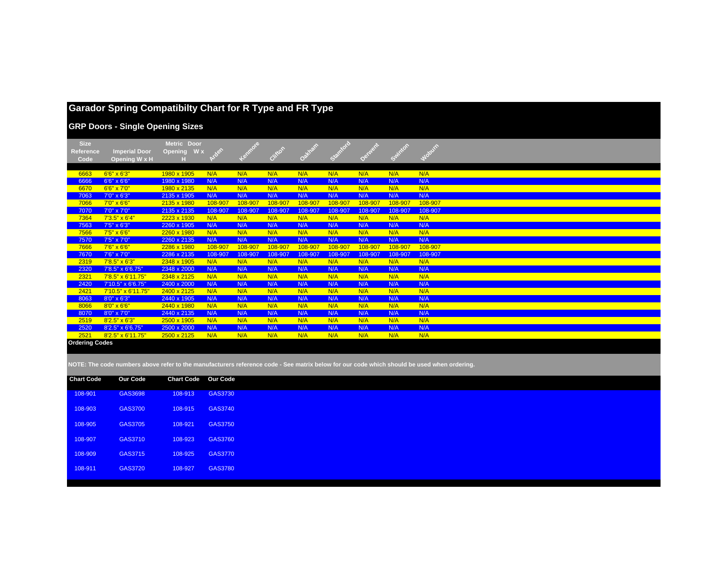# Garador Spring Compatibilty Chart for R Type and FR Type

## GRP Doors - Single Opening Sizes

| Size Reference Code | Imperial Door Opening W x H | Metric Door Opening W x H | Arden | Kenmore | Clifton | Oakham | Stamford | Derwent | Swinton | Woburn |
|---|---|---|---|---|---|---|---|---|---|---|
| 6663 | 6'6" x 6'3" | 1980 x 1905 | N/A | N/A | N/A | N/A | N/A | N/A | N/A | N/A |
| 6666 | 6'6" x 6'6" | 1980 x 1980 | N/A | N/A | N/A | N/A | N/A | N/A | N/A | N/A |
| 6670 | 6'6" x 7'0" | 1980 x 2135 | N/A | N/A | N/A | N/A | N/A | N/A | N/A | N/A |
| 7063 | 7'0" x 6'3" | 2135 x 1905 | N/A | N/A | N/A | N/A | N/A | N/A | N/A | N/A |
| 7066 | 7'0" x 6'6" | 2135 x 1980 | 108-907 | 108-907 | 108-907 | 108-907 | 108-907 | 108-907 | 108-907 | 108-907 |
| 7070 | 7'0" x 7'0" | 2135 x 2135 | 108-907 | 108-907 | 108-907 | 108-907 | 108-907 | 108-907 | 108-907 | 108-907 |
| 7364 | 7'3.5" x 6'4" | 2223 x 1930 | N/A | N/A | N/A | N/A | N/A | N/A | N/A | N/A |
| 7563 | 7'5" x 6'3" | 2260 x 1905 | N/A | N/A | N/A | N/A | N/A | N/A | N/A | N/A |
| 7566 | 7'5" x 6'6" | 2260 x 1980 | N/A | N/A | N/A | N/A | N/A | N/A | N/A | N/A |
| 7570 | 7'5" x 7'0" | 2260 x 2135 | N/A | N/A | N/A | N/A | N/A | N/A | N/A | N/A |
| 7666 | 7'6" x 6'6" | 2286 x 1980 | 108-907 | 108-907 | 108-907 | 108-907 | 108-907 | 108-907 | 108-907 | 108-907 |
| 7670 | 7'6" x 7'0" | 2286 x 2135 | 108-907 | 108-907 | 108-907 | 108-907 | 108-907 | 108-907 | 108-907 | 108-907 |
| 2319 | 7'8.5" x 6'3" | 2348 x 1905 | N/A | N/A | N/A | N/A | N/A | N/A | N/A | N/A |
| 2320 | 7'8.5" x 6'6.75" | 2348 x 2000 | N/A | N/A | N/A | N/A | N/A | N/A | N/A | N/A |
| 2321 | 7'8.5" x 6'11.75" | 2348 x 2125 | N/A | N/A | N/A | N/A | N/A | N/A | N/A | N/A |
| 2420 | 7'10.5" x 6'6.75" | 2400 x 2000 | N/A | N/A | N/A | N/A | N/A | N/A | N/A | N/A |
| 2421 | 7'10.5" x 6'11.75" | 2400 x 2125 | N/A | N/A | N/A | N/A | N/A | N/A | N/A | N/A |
| 8063 | 8'0" x 6'3" | 2440 x 1905 | N/A | N/A | N/A | N/A | N/A | N/A | N/A | N/A |
| 8066 | 8'0" x 6'6" | 2440 x 1980 | N/A | N/A | N/A | N/A | N/A | N/A | N/A | N/A |
| 8070 | 8'0" x 7'0" | 2440 x 2135 | N/A | N/A | N/A | N/A | N/A | N/A | N/A | N/A |
| 2519 | 8'2.5" x 6'3" | 2500 x 1905 | N/A | N/A | N/A | N/A | N/A | N/A | N/A | N/A |
| 2520 | 8'2.5" x 6'6.75" | 2500 x 2000 | N/A | N/A | N/A | N/A | N/A | N/A | N/A | N/A |
| 2521 | 8'2.5" x 6'11.75" | 2500 x 2125 | N/A | N/A | N/A | N/A | N/A | N/A | N/A | N/A |

**Ordering Codes**

**NOTE: The code numbers above refer to the manufacturers reference code - See matrix below for our code which should be used when ordering.**

| Chart Code | Our Code | Chart Code | Our Code |
|---|---|---|---|
| 108-901 | GAS3698 | 108-913 | GAS3730 |
| 108-903 | GAS3700 | 108-915 | GAS3740 |
| 108-905 | GAS3705 | 108-921 | GAS3750 |
| 108-907 | GAS3710 | 108-923 | GAS3760 |
| 108-909 | GAS3715 | 108-925 | GAS3770 |
| 108-911 | GAS3720 | 108-927 | GAS3780 |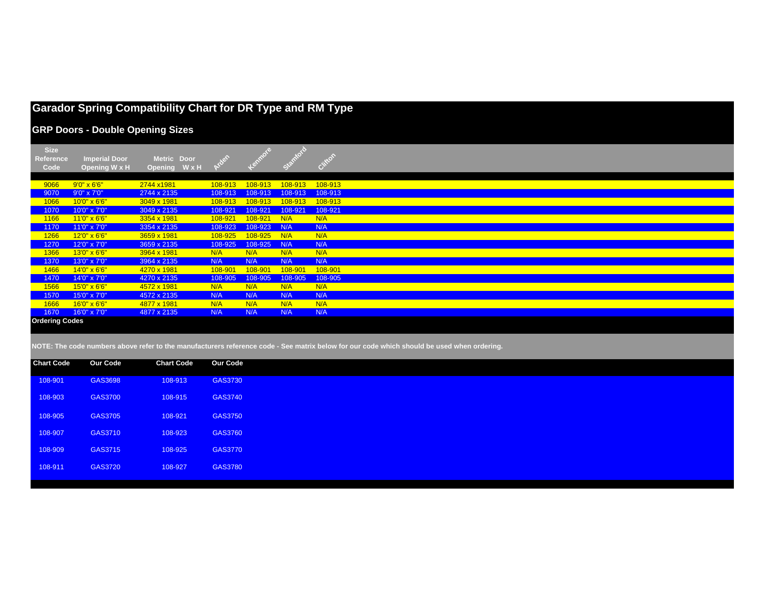# Garador Spring Compatibility Chart for DR Type and RM Type

## GRP Doors - Double Opening Sizes

| Size Reference Code | Imperial Door Opening W x H | Metric Door Opening W x H | Arden | Kenmore | Stamford | Clifton |
|---|---|---|---|---|---|---|
| 9066 | 9'0" x 6'6" | 2744 x1981 | 108-913 | 108-913 | 108-913 | 108-913 |
| 9070 | 9'0" x 7'0" | 2744 x 2135 | 108-913 | 108-913 | 108-913 | 108-913 |
| 1066 | 10'0" x 6'6" | 3049 x 1981 | 108-913 | 108-913 | 108-913 | 108-913 |
| 1070 | 10'0" x 7'0" | 3049 x 2135 | 108-921 | 108-921 | 108-921 | 108-921 |
| 1166 | 11'0" x 6'6" | 3354 x 1981 | 108-921 | 108-921 | N/A | N/A |
| 1170 | 11'0" x 7'0" | 3354 x 2135 | 108-923 | 108-923 | N/A | N/A |
| 1266 | 12'0" x 6'6" | 3659 x 1981 | 108-925 | 108-925 | N/A | N/A |
| 1270 | 12'0" x 7'0" | 3659 x 2135 | 108-925 | 108-925 | N/A | N/A |
| 1366 | 13'0" x 6'6" | 3964 x 1981 | N/A | N/A | N/A | N/A |
| 1370 | 13'0" x 7'0" | 3964 x 2135 | N/A | N/A | N/A | N/A |
| 1466 | 14'0" x 6'6" | 4270 x 1981 | 108-901 | 108-901 | 108-901 | 108-901 |
| 1470 | 14'0" x 7'0" | 4270 x 2135 | 108-905 | 108-905 | 108-905 | 108-905 |
| 1566 | 15'0" x 6'6" | 4572 x 1981 | N/A | N/A | N/A | N/A |
| 1570 | 15'0" x 7'0" | 4572 x 2135 | N/A | N/A | N/A | N/A |
| 1666 | 16'0" x 6'6" | 4877 x 1981 | N/A | N/A | N/A | N/A |
| 1670 | 16'0" x 7'0" | 4877 x 2135 | N/A | N/A | N/A | N/A |

**Ordering Codes**

**NOTE: The code numbers above refer to the manufacturers reference code - See matrix below for our code which should be used when ordering.**

| Chart Code | Our Code | Chart Code | Our Code |
|---|---|---|---|
| 108-901 | GAS3698 | 108-913 | GAS3730 |
| 108-903 | GAS3700 | 108-915 | GAS3740 |
| 108-905 | GAS3705 | 108-921 | GAS3750 |
| 108-907 | GAS3710 | 108-923 | GAS3760 |
| 108-909 | GAS3715 | 108-925 | GAS3770 |
| 108-911 | GAS3720 | 108-927 | GAS3780 |